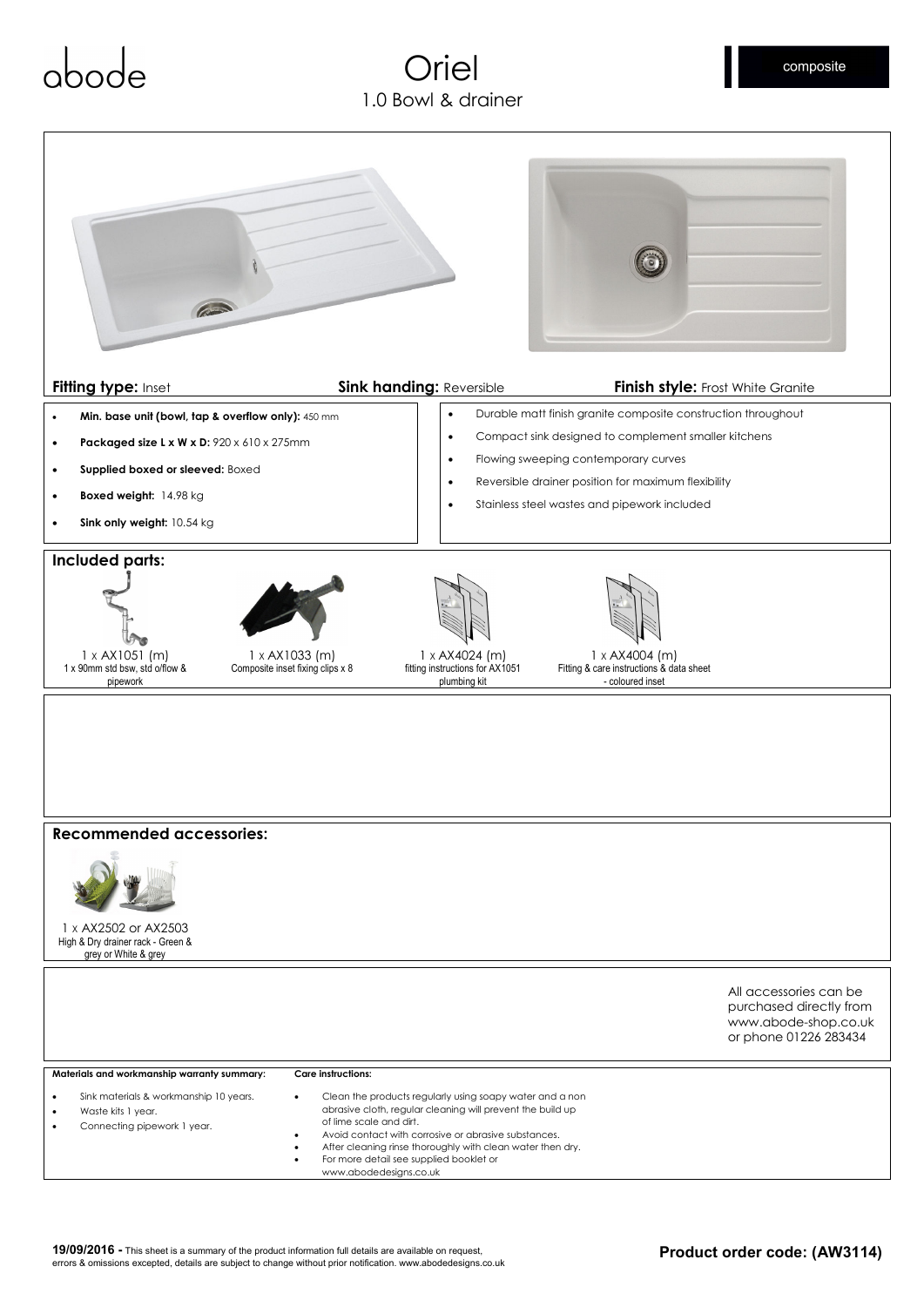abode

# Oriel

## 1.0 Bowl & drainer

composite

**Fitting type:** Inset **Sink handing:** Reversible **Finish style:** Frost White Granite

- **Min. base unit (bowl, tap & overflow only):** 450 mm
- **Packaged size L x W x D:** 920 x 610 x 275mm
- **Supplied boxed or sleeved:** Boxed
- **Boxed weight:** 14.98 kg
- **Sink only weight:** 10.54 kg

- Durable matt finish granite composite construction throughout
- Compact sink designed to complement smaller kitchens
- Flowing sweeping contemporary curves
- Reversible drainer position for maximum flexibility
- Stainless steel wastes and pipework included

### Included parts:

1 x AX1051 (m)
1 x 90mm std bsw, std o/flow & pipework

1 x AX1033 (m)
Composite inset fixing clips x 8

1 x AX4024 (m)
fitting instructions for AX1051 plumbing kit

1 x AX4004 (m)
Fitting & care instructions & data sheet - coloured inset

### Recommended accessories:

1 x AX2502 or AX2503
High & Dry drainer rack - Green & grey or White & grey

All accessories can be purchased directly from www.abode-shop.co.uk or phone 01226 283434

**Materials and workmanship warranty summary:**

- Sink materials & workmanship 10 years.
- Waste kits 1 year.
- Connecting pipework 1 year.

**Care instructions:**

- Clean the products regularly using soapy water and a non abrasive cloth, regular cleaning will prevent the build up of lime scale and dirt.
- Avoid contact with corrosive or abrasive substances.
- After cleaning rinse thoroughly with clean water then dry.
- For more detail see supplied booklet or www.abodedesigns.co.uk

**19/09/2016 -** This sheet is a summary of the product information full details are available on request, errors & omissions excepted, details are subject to change without prior notification. www.abodedesigns.co.uk

**Product order code: (AW3114)**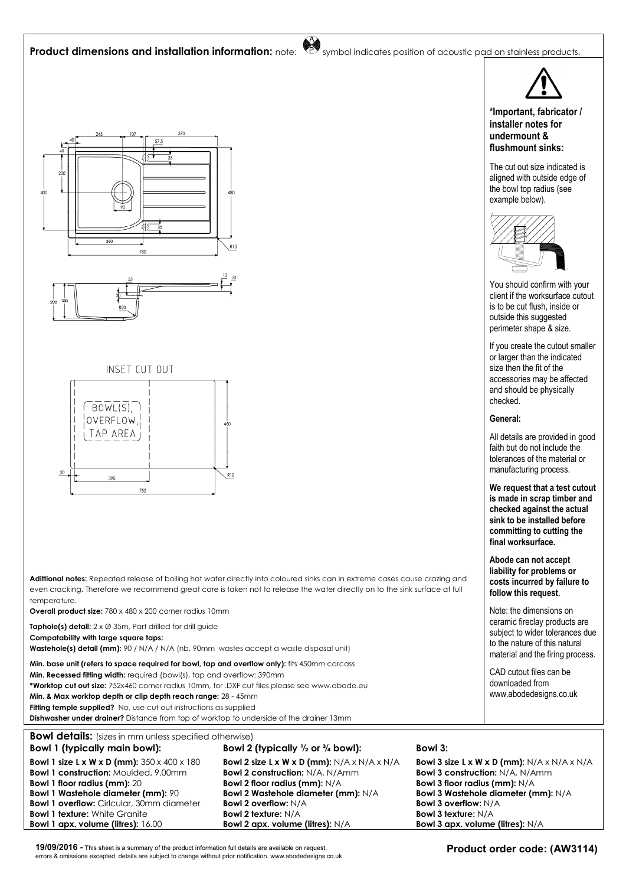**Product dimensions and installation information:** note: symbol indicates position of acoustic pad on stainless products.

245
107
370
40
57.5
40
35
200
400
480
90
35
360
R10
780

55
13
31
200
180
30
R20

INSET CUT OUT

BOWL(S), OVERFLOW, TAP AREA

460
20
390
R10
752

**\*Important, fabricator / installer notes for undermount & flushmount sinks:**

The cut out size indicated is aligned with outside edge of the bowl top radius (see example below).

You should confirm with your client if the worksurface cutout is to be cut flush, inside or outside this suggested perimeter shape & size.

If you create the cutout smaller or larger than the indicated size then the fit of the accessories may be affected and should be physically checked.

**General:**

All details are provided in good faith but do not include the tolerances of the material or manufacturing process.

**We request that a test cutout is made in scrap timber and checked against the actual sink to be installed before committing to cutting the final worksurface.**

**Abode can not accept liability for problems or costs incurred by failure to follow this request.**

Note: the dimensions on ceramic fireclay products are subject to wider tolerances due to the nature of this natural material and the firing process.

CAD cutout files can be downloaded from www.abodedesigns.co.uk

**Adittional notes:** Repeated release of boiling hot water directly into coloured sinks can in extreme cases cause crazing and even cracking. Therefore we recommend great care is taken not to release the water directly on to the sink surface at full temperature.

**Overall product size:** 780 x 480 x 200 corner radius 10mm

**Taphole(s) detail:** 2 x Ø 35m, Part drilled for drill guide

**Compatability with large square taps:**

**Wastehole(s) detail (mm):** 90 / N/A / N/A (nb. 90mm wastes accept a waste disposal unit)

**Min. base unit (refers to space required for bowl, tap and overflow only):** fits 450mm carcass

**Min. Recessed fitting width:** required (bowl(s), tap and overflow: 390mm

**\*Worktop cut out size:** 752x460 corner radius 10mm, for .DXF cut files please see www.abode.eu

**Min. & Max worktop depth or clip depth reach range:** 28 - 45mm

**Fitting temple supplied?** No, use cut out instructions as supplied

**Dishwasher under drainer?** Distance from top of worktop to underside of the drainer 13mm

**Bowl details:** (sizes in mm unless specified otherwise)

| Bowl 1 (typically main bowl): | Bowl 2 (typically ½ or ¾ bowl): | Bowl 3: |
|---|---|---|
| **Bowl 1 size L x W x D (mm):** 350 x 400 x 180 | **Bowl 2 size L x W x D (mm):** N/A x N/A x N/A | **Bowl 3 size L x W x D (mm):** N/A x N/A x N/A |
| **Bowl 1 construction:** Moulded, 9.00mm | **Bowl 2 construction:** N/A, N/Amm | **Bowl 3 construction:** N/A, N/Amm |
| **Bowl 1 floor radius (mm):** 20 | **Bowl 2 floor radius (mm):** N/A | **Bowl 3 floor radius (mm):** N/A |
| **Bowl 1 Wastehole diameter (mm):** 90 | **Bowl 2 Wastehole diameter (mm):** N/A | **Bowl 3 Wastehole diameter (mm):** N/A |
| **Bowl 1 overflow:** Cirlcular, 30mm diameter | **Bowl 2 overflow:** N/A | **Bowl 3 overflow:** N/A |
| **Bowl 1 texture:** White Granite | **Bowl 2 texture:** N/A | **Bowl 3 texture:** N/A |
| **Bowl 1 apx. volume (litres):** 16.00 | **Bowl 2 apx. volume (litres):** N/A | **Bowl 3 apx. volume (litres):** N/A |

**19/09/2016 -** This sheet is a summary of the product information full details are available on request, errors & omissions excepted, details are subject to change without prior notification. www.abodedesigns.co.uk

**Product order code: (AW3114)**